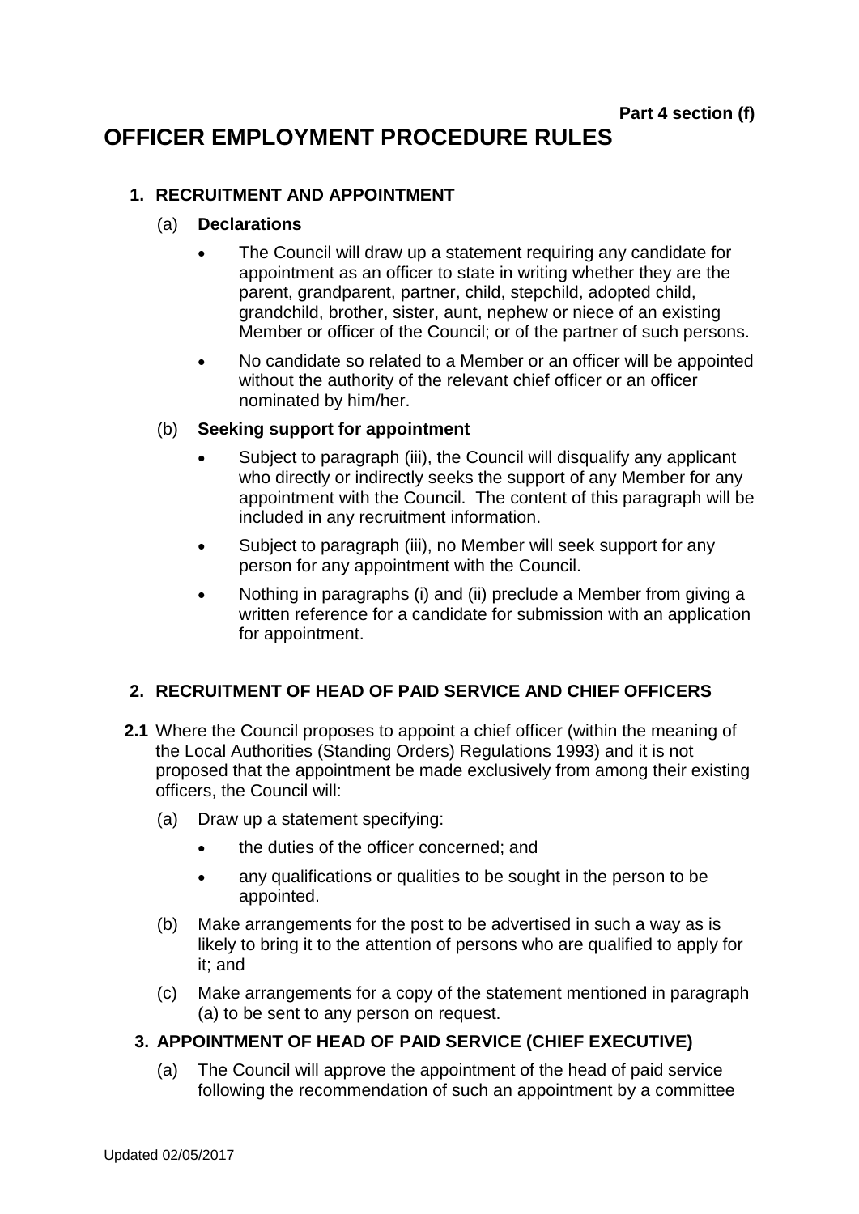**Part 4 section (f)**

# OFFICER EMPLOYMENT PROCEDURE RULES

## 1. RECRUITMENT AND APPOINTMENT

(a) **Declarations**

- The Council will draw up a statement requiring any candidate for appointment as an officer to state in writing whether they are the parent, grandparent, partner, child, stepchild, adopted child, grandchild, brother, sister, aunt, nephew or niece of an existing Member or officer of the Council; or of the partner of such persons.
- No candidate so related to a Member or an officer will be appointed without the authority of the relevant chief officer or an officer nominated by him/her.

(b) **Seeking support for appointment**

- Subject to paragraph (iii), the Council will disqualify any applicant who directly or indirectly seeks the support of any Member for any appointment with the Council. The content of this paragraph will be included in any recruitment information.
- Subject to paragraph (iii), no Member will seek support for any person for any appointment with the Council.
- Nothing in paragraphs (i) and (ii) preclude a Member from giving a written reference for a candidate for submission with an application for appointment.

## 2. RECRUITMENT OF HEAD OF PAID SERVICE AND CHIEF OFFICERS

**2.1** Where the Council proposes to appoint a chief officer (within the meaning of the Local Authorities (Standing Orders) Regulations 1993) and it is not proposed that the appointment be made exclusively from among their existing officers, the Council will:

(a) Draw up a statement specifying:

- the duties of the officer concerned; and
- any qualifications or qualities to be sought in the person to be appointed.

(b) Make arrangements for the post to be advertised in such a way as is likely to bring it to the attention of persons who are qualified to apply for it; and

(c) Make arrangements for a copy of the statement mentioned in paragraph (a) to be sent to any person on request.

## 3. APPOINTMENT OF HEAD OF PAID SERVICE (CHIEF EXECUTIVE)

(a) The Council will approve the appointment of the head of paid service following the recommendation of such an appointment by a committee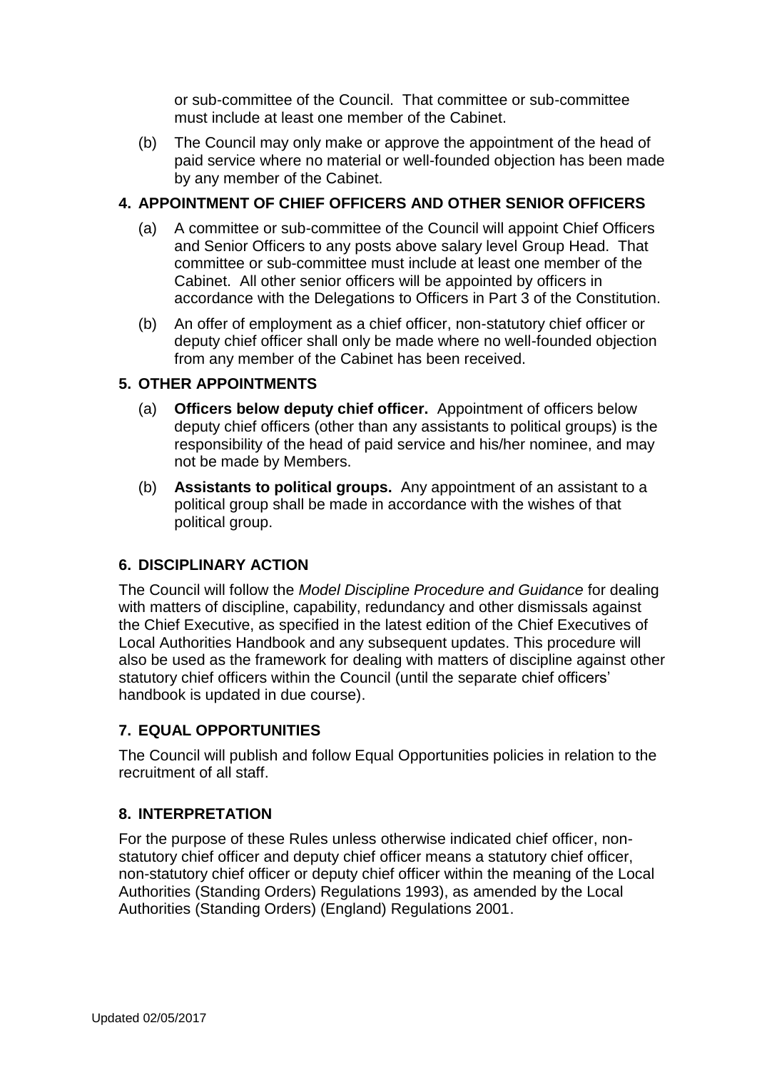or sub-committee of the Council. That committee or sub-committee must include at least one member of the Cabinet.

(b) The Council may only make or approve the appointment of the head of paid service where no material or well-founded objection has been made by any member of the Cabinet.

## 4. APPOINTMENT OF CHIEF OFFICERS AND OTHER SENIOR OFFICERS

(a) A committee or sub-committee of the Council will appoint Chief Officers and Senior Officers to any posts above salary level Group Head. That committee or sub-committee must include at least one member of the Cabinet. All other senior officers will be appointed by officers in accordance with the Delegations to Officers in Part 3 of the Constitution.

(b) An offer of employment as a chief officer, non-statutory chief officer or deputy chief officer shall only be made where no well-founded objection from any member of the Cabinet has been received.

## 5. OTHER APPOINTMENTS

(a) **Officers below deputy chief officer.** Appointment of officers below deputy chief officers (other than any assistants to political groups) is the responsibility of the head of paid service and his/her nominee, and may not be made by Members.

(b) **Assistants to political groups.** Any appointment of an assistant to a political group shall be made in accordance with the wishes of that political group.

## 6. DISCIPLINARY ACTION

The Council will follow the *Model Discipline Procedure and Guidance* for dealing with matters of discipline, capability, redundancy and other dismissals against the Chief Executive, as specified in the latest edition of the Chief Executives of Local Authorities Handbook and any subsequent updates. This procedure will also be used as the framework for dealing with matters of discipline against other statutory chief officers within the Council (until the separate chief officers' handbook is updated in due course).

## 7. EQUAL OPPORTUNITIES

The Council will publish and follow Equal Opportunities policies in relation to the recruitment of all staff.

## 8. INTERPRETATION

For the purpose of these Rules unless otherwise indicated chief officer, non-statutory chief officer and deputy chief officer means a statutory chief officer, non-statutory chief officer or deputy chief officer within the meaning of the Local Authorities (Standing Orders) Regulations 1993), as amended by the Local Authorities (Standing Orders) (England) Regulations 2001.

Updated 02/05/2017